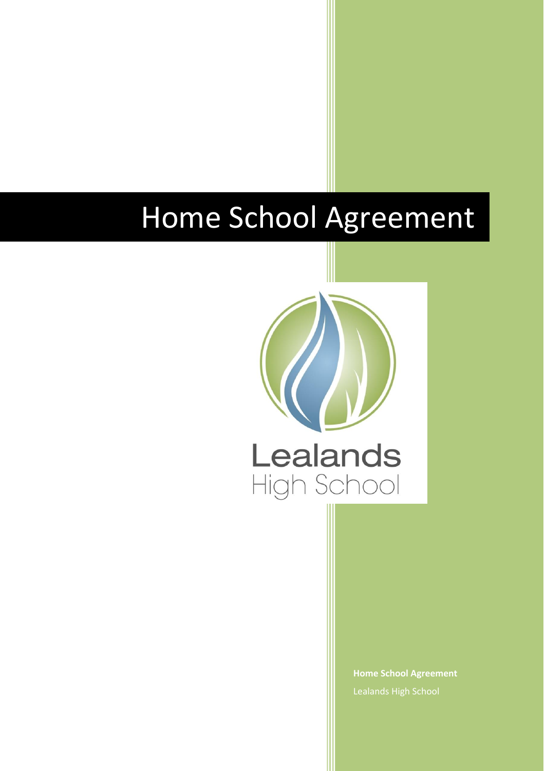# Home School Agreement

Lealands High School

**Home School Agreement**

Lealands High School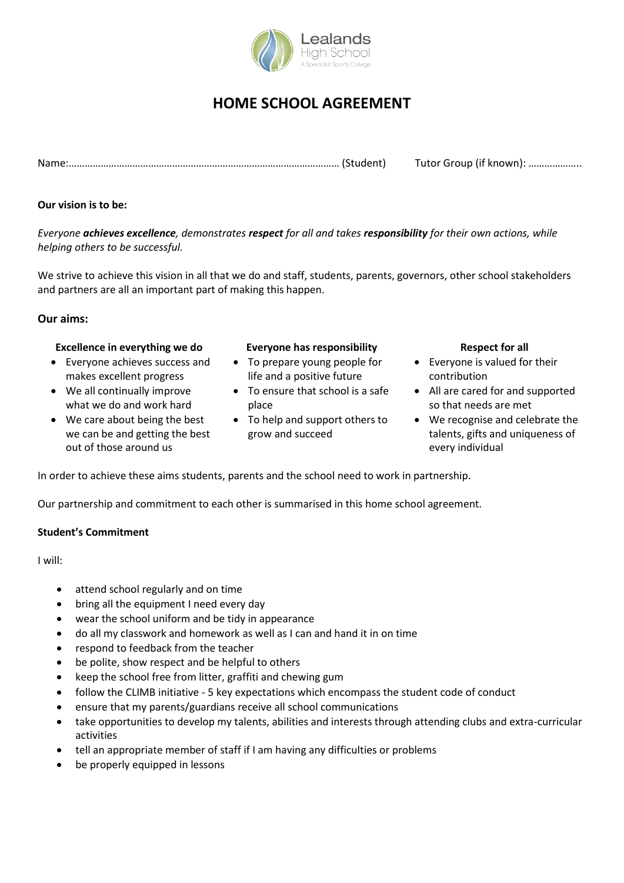Lealands High School

A Specialist Sports College

# HOME SCHOOL AGREEMENT

Name:……………………………………………………………………………………… (Student) Tutor Group (if known): ………………..

**Our vision is to be:**

*Everyone **achieves excellence**, demonstrates **respect** for all and takes **responsibility** for their own actions, while helping others to be successful.*

We strive to achieve this vision in all that we do and staff, students, parents, governors, other school stakeholders and partners are all an important part of making this happen.

## Our aims:

**Excellence in everything we do**

- Everyone achieves success and makes excellent progress
- We all continually improve what we do and work hard
- We care about being the best we can be and getting the best out of those around us

**Everyone has responsibility**

- To prepare young people for life and a positive future
- To ensure that school is a safe place
- To help and support others to grow and succeed

**Respect for all**

- Everyone is valued for their contribution
- All are cared for and supported so that needs are met
- We recognise and celebrate the talents, gifts and uniqueness of every individual

In order to achieve these aims students, parents and the school need to work in partnership.

Our partnership and commitment to each other is summarised in this home school agreement.

**Student's Commitment**

I will:

- attend school regularly and on time
- bring all the equipment I need every day
- wear the school uniform and be tidy in appearance
- do all my classwork and homework as well as I can and hand it in on time
- respond to feedback from the teacher
- be polite, show respect and be helpful to others
- keep the school free from litter, graffiti and chewing gum
- follow the CLIMB initiative - 5 key expectations which encompass the student code of conduct
- ensure that my parents/guardians receive all school communications
- take opportunities to develop my talents, abilities and interests through attending clubs and extra-curricular activities
- tell an appropriate member of staff if I am having any difficulties or problems
- be properly equipped in lessons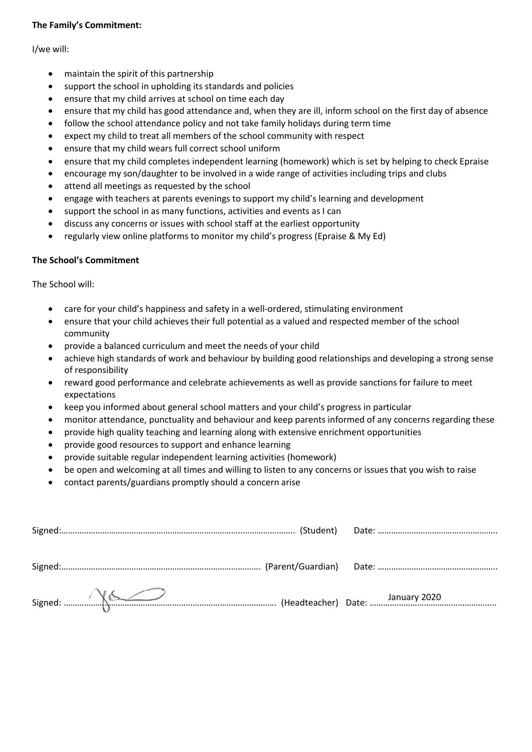**The Family's Commitment:**

I/we will:

- maintain the spirit of this partnership
- support the school in upholding its standards and policies
- ensure that my child arrives at school on time each day
- ensure that my child has good attendance and, when they are ill, inform school on the first day of absence
- follow the school attendance policy and not take family holidays during term time
- expect my child to treat all members of the school community with respect
- ensure that my child wears full correct school uniform
- ensure that my child completes independent learning (homework) which is set by helping to check Epraise
- encourage my son/daughter to be involved in a wide range of activities including trips and clubs
- attend all meetings as requested by the school
- engage with teachers at parents evenings to support my child's learning and development
- support the school in as many functions, activities and events as I can
- discuss any concerns or issues with school staff at the earliest opportunity
- regularly view online platforms to monitor my child's progress (Epraise & My Ed)

**The School's Commitment**

The School will:

- care for your child's happiness and safety in a well-ordered, stimulating environment
- ensure that your child achieves their full potential as a valued and respected member of the school community
- provide a balanced curriculum and meet the needs of your child
- achieve high standards of work and behaviour by building good relationships and developing a strong sense of responsibility
- reward good performance and celebrate achievements as well as provide sanctions for failure to meet expectations
- keep you informed about general school matters and your child's progress in particular
- monitor attendance, punctuality and behaviour and keep parents informed of any concerns regarding these
- provide high quality teaching and learning along with extensive enrichment opportunities
- provide good resources to support and enhance learning
- provide suitable regular independent learning activities (homework)
- be open and welcoming at all times and willing to listen to any concerns or issues that you wish to raise
- contact parents/guardians promptly should a concern arise

Signed:………………………………………………………………………………………. (Student) Date: ……………………………………………..

Signed:………………………………………………………………………………. (Parent/Guardian) Date: ……………………………………………..

Signed: ……………………………………………………………………………………… (Headteacher) Date: January 2020